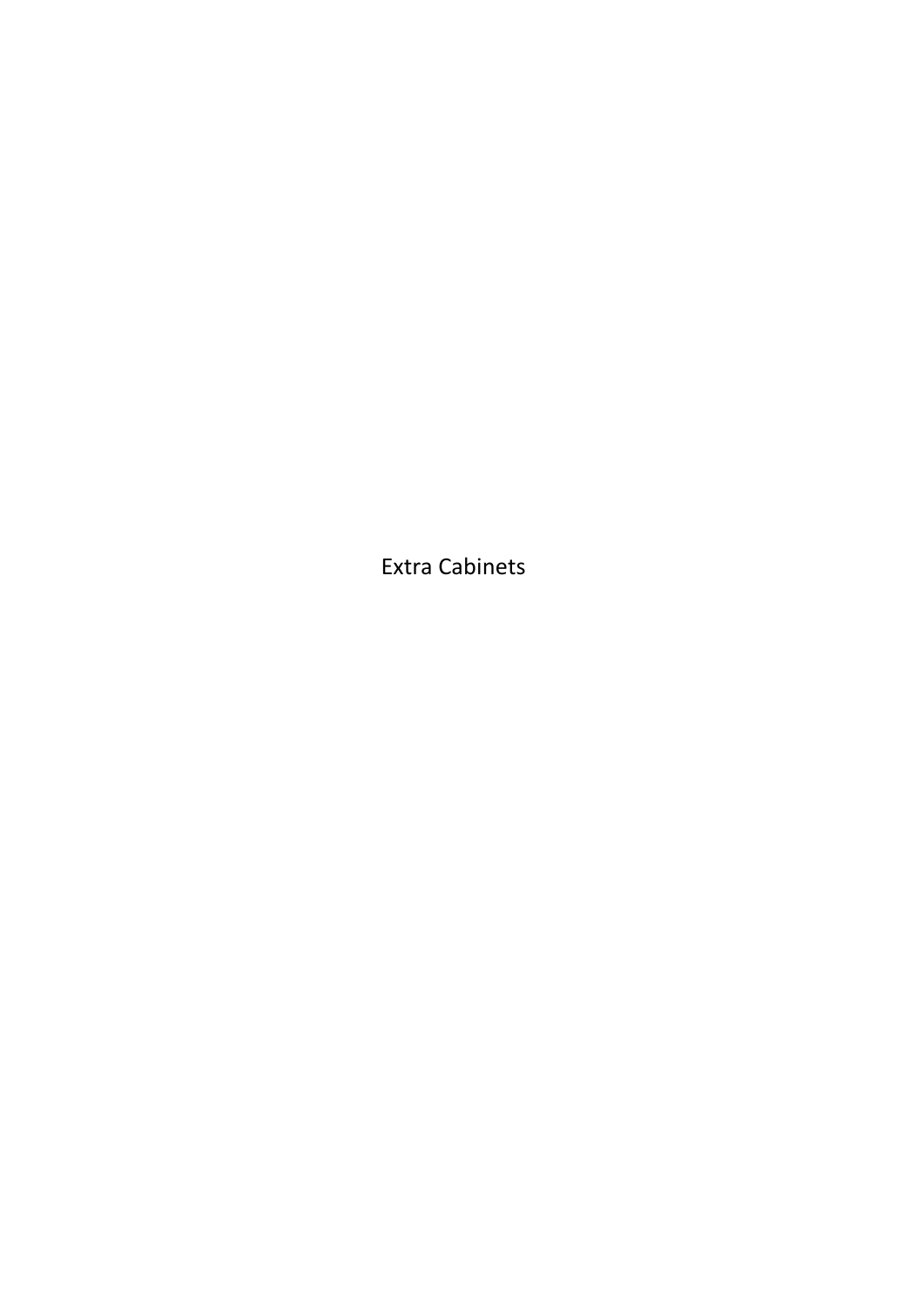Extra Cabinets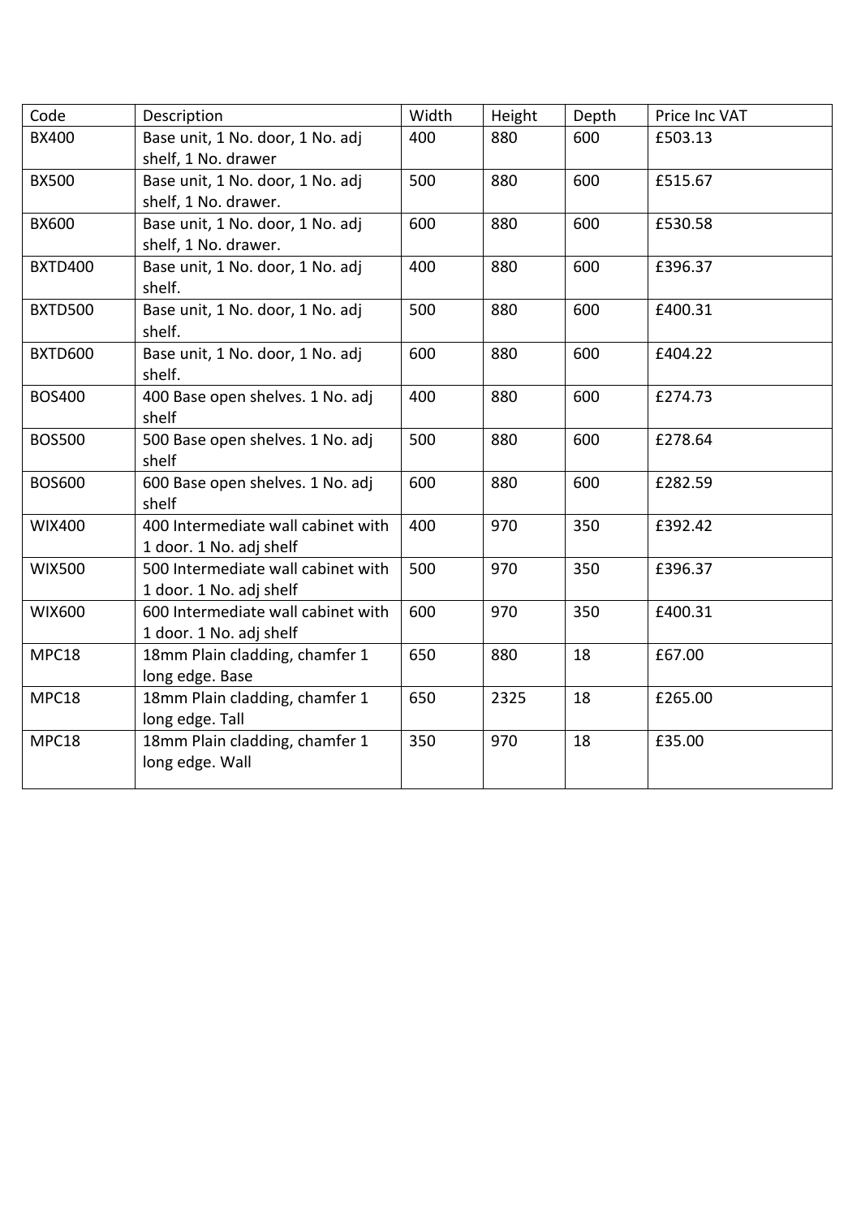| Code | Description | Width | Height | Depth | Price Inc VAT |
|---|---|---|---|---|---|
| BX400 | Base unit, 1 No. door, 1 No. adj shelf, 1 No. drawer | 400 | 880 | 600 | £503.13 |
| BX500 | Base unit, 1 No. door, 1 No. adj shelf, 1 No. drawer. | 500 | 880 | 600 | £515.67 |
| BX600 | Base unit, 1 No. door, 1 No. adj shelf, 1 No. drawer. | 600 | 880 | 600 | £530.58 |
| BXTD400 | Base unit, 1 No. door, 1 No. adj shelf. | 400 | 880 | 600 | £396.37 |
| BXTD500 | Base unit, 1 No. door, 1 No. adj shelf. | 500 | 880 | 600 | £400.31 |
| BXTD600 | Base unit, 1 No. door, 1 No. adj shelf. | 600 | 880 | 600 | £404.22 |
| BOS400 | 400 Base open shelves. 1 No. adj shelf | 400 | 880 | 600 | £274.73 |
| BOS500 | 500 Base open shelves. 1 No. adj shelf | 500 | 880 | 600 | £278.64 |
| BOS600 | 600 Base open shelves. 1 No. adj shelf | 600 | 880 | 600 | £282.59 |
| WIX400 | 400 Intermediate wall cabinet with 1 door. 1 No. adj shelf | 400 | 970 | 350 | £392.42 |
| WIX500 | 500 Intermediate wall cabinet with 1 door. 1 No. adj shelf | 500 | 970 | 350 | £396.37 |
| WIX600 | 600 Intermediate wall cabinet with 1 door. 1 No. adj shelf | 600 | 970 | 350 | £400.31 |
| MPC18 | 18mm Plain cladding, chamfer 1 long edge. Base | 650 | 880 | 18 | £67.00 |
| MPC18 | 18mm Plain cladding, chamfer 1 long edge. Tall | 650 | 2325 | 18 | £265.00 |
| MPC18 | 18mm Plain cladding, chamfer 1 long edge. Wall | 350 | 970 | 18 | £35.00 |